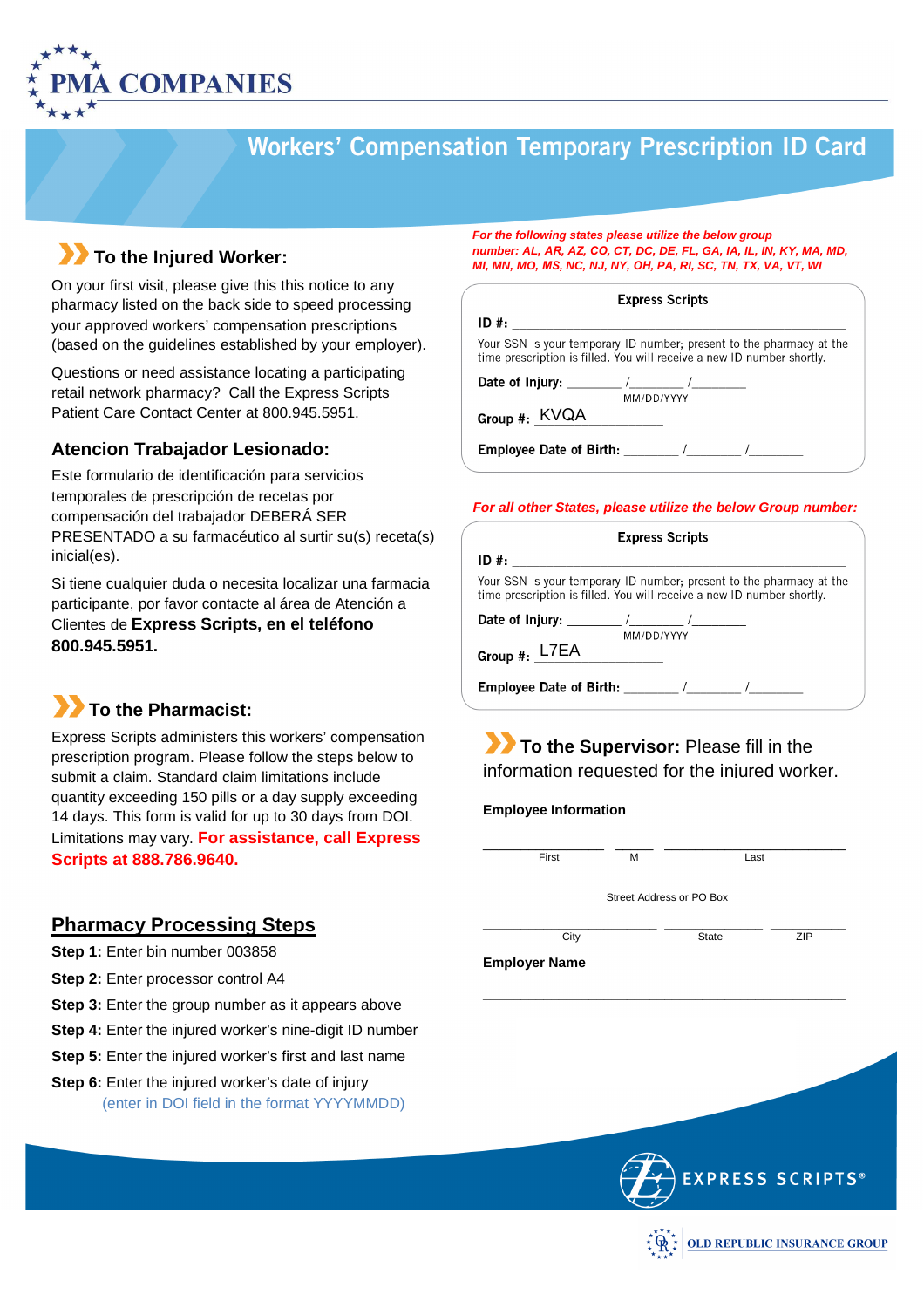PMA COMPANIES

# Workers' Compensation Temporary Prescription ID Card

## To the Injured Worker:

On your first visit, please give this this notice to any pharmacy listed on the back side to speed processing your approved workers' compensation prescriptions (based on the guidelines established by your employer).

Questions or need assistance locating a participating retail network pharmacy? Call the Express Scripts Patient Care Contact Center at 800.945.5951.

## Atencion Trabajador Lesionado:

Este formulario de identificación para servicios temporales de prescripción de recetas por compensación del trabajador DEBERÁ SER PRESENTADO a su farmacéutico al surtir su(s) receta(s) inicial(es).

Si tiene cualquier duda o necesita localizar una farmacia participante, por favor contacte al área de Atención a Clientes de **Express Scripts, en el teléfono 800.945.5951.**

## To the Pharmacist:

Express Scripts administers this workers' compensation prescription program. Please follow the steps below to submit a claim. Standard claim limitations include quantity exceeding 150 pills or a day supply exceeding 14 days. This form is valid for up to 30 days from DOI. Limitations may vary. **For assistance, call Express Scripts at 888.786.9640.**

## Pharmacy Processing Steps

**Step 1:** Enter bin number 003858

**Step 2:** Enter processor control A4

**Step 3:** Enter the group number as it appears above

**Step 4:** Enter the injured worker's nine-digit ID number

**Step 5:** Enter the injured worker's first and last name

**Step 6:** Enter the injured worker's date of injury (enter in DOI field in the format YYYYMMDD)

***For the following states please utilize the below group number: AL, AR, AZ, CO, CT, DC, DE, FL, GA, IA, IL, IN, KY, MA, MD, MI, MN, MO, MS, NC, NJ, NY, OH, PA, RI, SC, TN, TX, VA, VT, WI***

**Express Scripts**

**ID #:** ______________________________

Your SSN is your temporary ID number; present to the pharmacy at the time prescription is filled. You will receive a new ID number shortly.

**Date of Injury:** _______ /_______ /_______ (MM/DD/YYYY)

**Group #:** KVQA

**Employee Date of Birth:** _______ /_______ /_______

***For all other States, please utilize the below Group number:***

**Express Scripts**

**ID #:** ______________________________

Your SSN is your temporary ID number; present to the pharmacy at the time prescription is filled. You will receive a new ID number shortly.

**Date of Injury:** _______ /_______ /_______ (MM/DD/YYYY)

**Group #:** L7EA

**Employee Date of Birth:** _______ /_______ /_______

## To the Supervisor: Please fill in the information requested for the injured worker.

**Employee Information**

__________ First __________ M __________ Last

__________ Street Address or PO Box

__________ City __________ State __________ ZIP

**Employer Name**

______________________________

EXPRESS SCRIPTS®

OLD REPUBLIC INSURANCE GROUP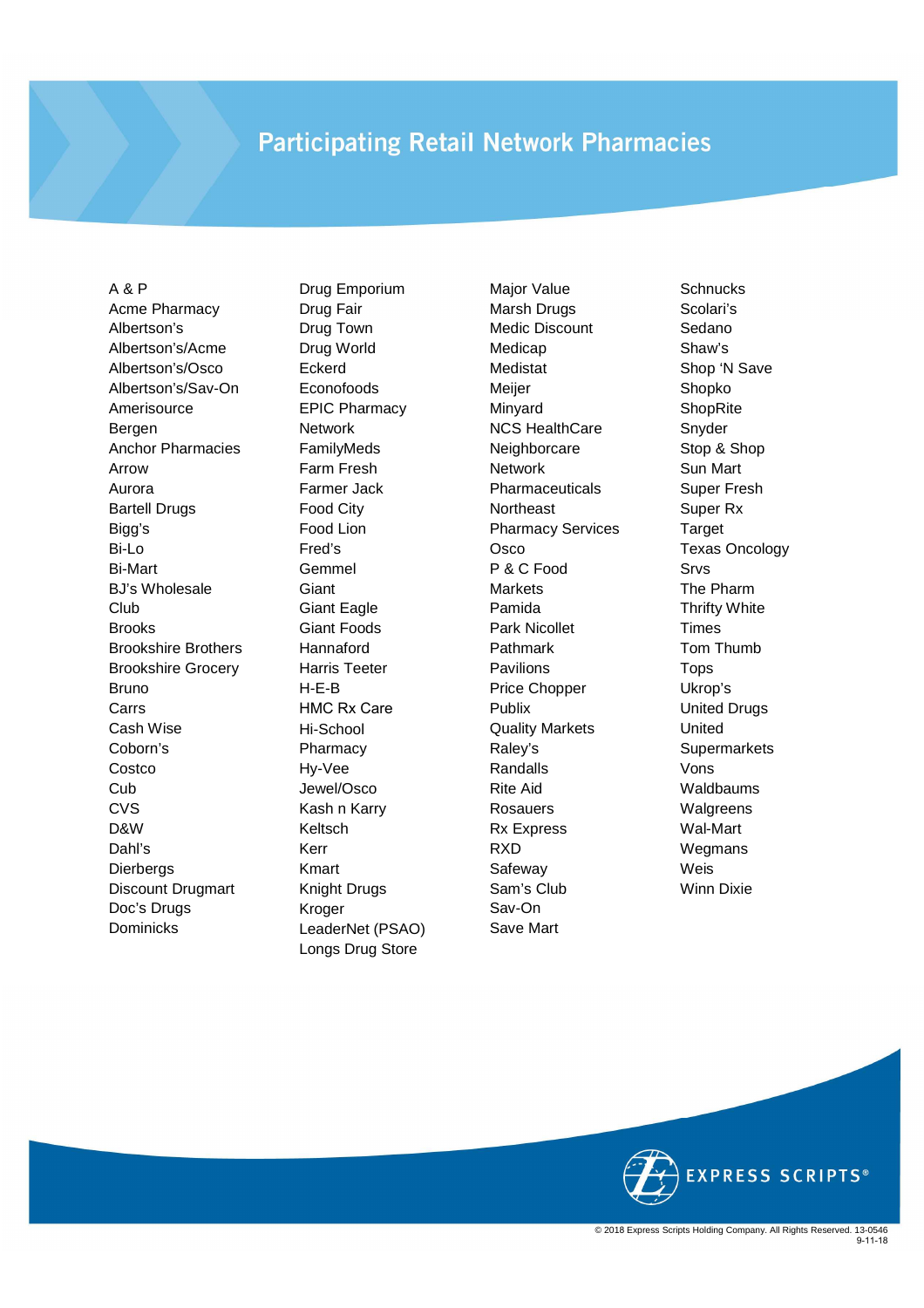# Participating Retail Network Pharmacies

A & P
Acme Pharmacy
Albertson's
Albertson's/Acme
Albertson's/Osco
Albertson's/Sav-On
Amerisource
Bergen
Anchor Pharmacies
Arrow
Aurora
Bartell Drugs
Bigg's
Bi-Lo
Bi-Mart
BJ's Wholesale
Club
Brooks
Brookshire Brothers
Brookshire Grocery
Bruno
Carrs
Cash Wise
Coborn's
Costco
Cub
CVS
D&W
Dahl's
Dierbergs
Discount Drugmart
Doc's Drugs
Dominicks

Drug Emporium
Drug Fair
Drug Town
Drug World
Eckerd
Econofoods
EPIC Pharmacy
Network
FamilyMeds
Farm Fresh
Farmer Jack
Food City
Food Lion
Fred's
Gemmel
Giant
Giant Eagle
Giant Foods
Hannaford
Harris Teeter
H-E-B
HMC Rx Care
Hi-School
Pharmacy
Hy-Vee
Jewel/Osco
Kash n Karry
Keltsch
Kerr
Kmart
Knight Drugs
Kroger
LeaderNet (PSAO)
Longs Drug Store

Major Value
Marsh Drugs
Medic Discount
Medicap
Medistat
Meijer
Minyard
NCS HealthCare
Neighborcare
Network
Pharmaceuticals
Northeast
Pharmacy Services
Osco
P & C Food
Markets
Pamida
Park Nicollet
Pathmark
Pavilions
Price Chopper
Publix
Quality Markets
Raley's
Randalls
Rite Aid
Rosauers
Rx Express
RXD
Safeway
Sam's Club
Sav-On
Save Mart

Schnucks
Scolari's
Sedano
Shaw's
Shop 'N Save
Shopko
ShopRite
Snyder
Stop & Shop
Sun Mart
Super Fresh
Super Rx
Target
Texas Oncology
Srvs
The Pharm
Thrifty White
Times
Tom Thumb
Tops
Ukrop's
United Drugs
United
Supermarkets
Vons
Waldbaums
Walgreens
Wal-Mart
Wegmans
Weis
Winn Dixie

EXPRESS SCRIPTS®

© 2018 Express Scripts Holding Company. All Rights Reserved. 13-0546
9-11-18